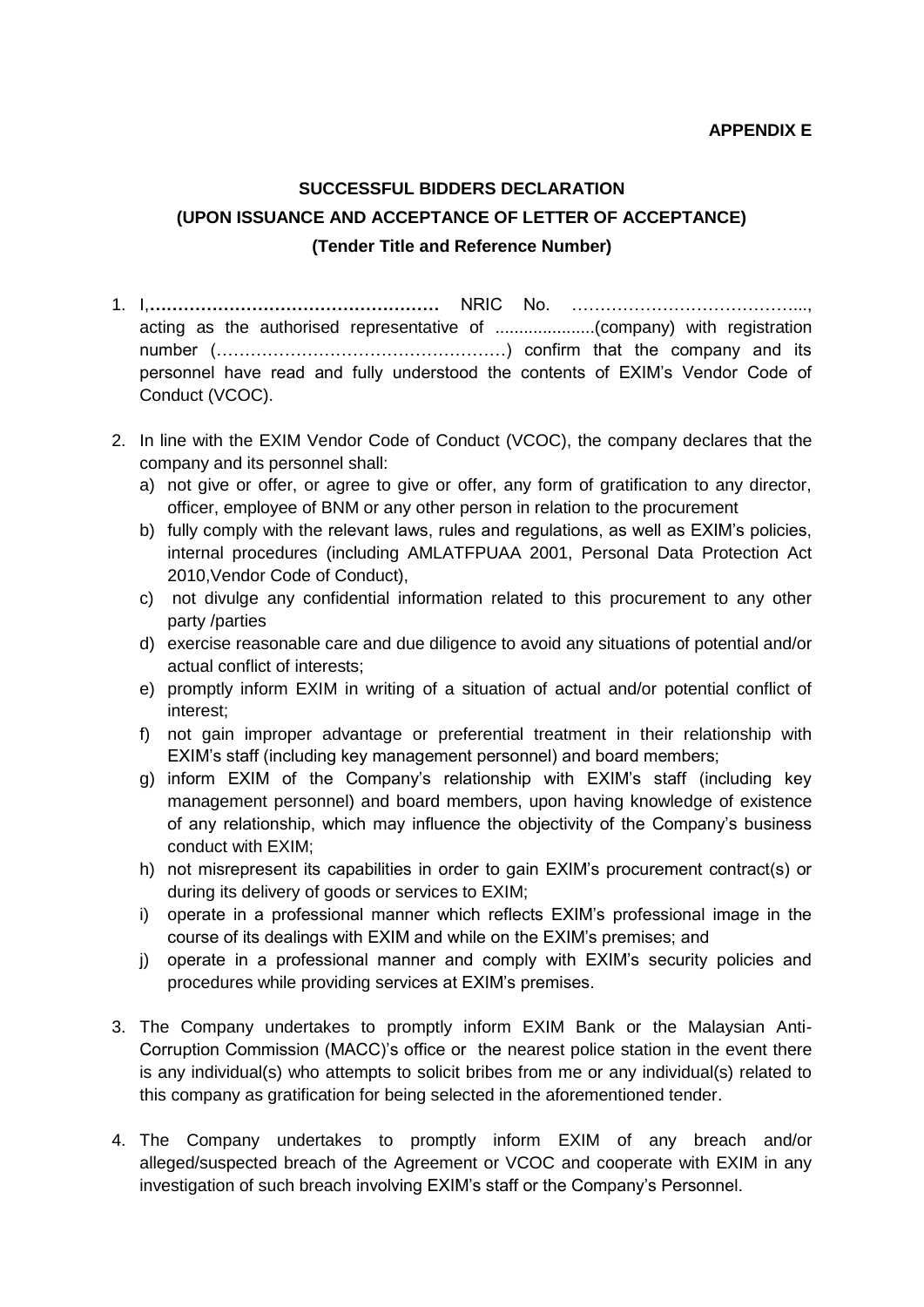**APPENDIX E**

**SUCCESSFUL BIDDERS DECLARATION**

**(UPON ISSUANCE AND ACCEPTANCE OF LETTER OF ACCEPTANCE)**

**(Tender Title and Reference Number)**

1. I,**……………………………………………** NRIC No. …………………………………..., acting as the authorised representative of .....................(company) with registration number (……………………………………………) confirm that the company and its personnel have read and fully understood the contents of EXIM's Vendor Code of Conduct (VCOC).

2. In line with the EXIM Vendor Code of Conduct (VCOC), the company declares that the company and its personnel shall:
   a) not give or offer, or agree to give or offer, any form of gratification to any director, officer, employee of BNM or any other person in relation to the procurement
   b) fully comply with the relevant laws, rules and regulations, as well as EXIM's policies, internal procedures (including AMLATFPUAA 2001, Personal Data Protection Act 2010,Vendor Code of Conduct),
   c) not divulge any confidential information related to this procurement to any other party /parties
   d) exercise reasonable care and due diligence to avoid any situations of potential and/or actual conflict of interests;
   e) promptly inform EXIM in writing of a situation of actual and/or potential conflict of interest;
   f) not gain improper advantage or preferential treatment in their relationship with EXIM's staff (including key management personnel) and board members;
   g) inform EXIM of the Company's relationship with EXIM's staff (including key management personnel) and board members, upon having knowledge of existence of any relationship, which may influence the objectivity of the Company's business conduct with EXIM;
   h) not misrepresent its capabilities in order to gain EXIM's procurement contract(s) or during its delivery of goods or services to EXIM;
   i) operate in a professional manner which reflects EXIM's professional image in the course of its dealings with EXIM and while on the EXIM's premises; and
   j) operate in a professional manner and comply with EXIM's security policies and procedures while providing services at EXIM's premises.

3. The Company undertakes to promptly inform EXIM Bank or the Malaysian Anti-Corruption Commission (MACC)'s office or the nearest police station in the event there is any individual(s) who attempts to solicit bribes from me or any individual(s) related to this company as gratification for being selected in the aforementioned tender.

4. The Company undertakes to promptly inform EXIM of any breach and/or alleged/suspected breach of the Agreement or VCOC and cooperate with EXIM in any investigation of such breach involving EXIM's staff or the Company's Personnel.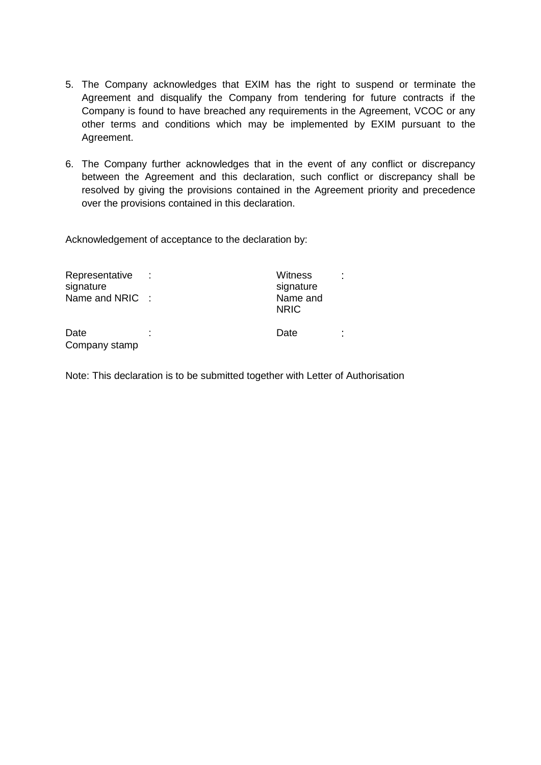5. The Company acknowledges that EXIM has the right to suspend or terminate the Agreement and disqualify the Company from tendering for future contracts if the Company is found to have breached any requirements in the Agreement, VCOC or any other terms and conditions which may be implemented by EXIM pursuant to the Agreement.

6. The Company further acknowledges that in the event of any conflict or discrepancy between the Agreement and this declaration, such conflict or discrepancy shall be resolved by giving the provisions contained in the Agreement priority and precedence over the provisions contained in this declaration.

Acknowledgement of acceptance to the declaration by:

| | | | |
|---|---|---|---|
| Representative signature | : | Witness signature | : |
| Name and NRIC | : | Name and NRIC | |
| Date | : | Date | : |
| Company stamp | | | |

Note: This declaration is to be submitted together with Letter of Authorisation